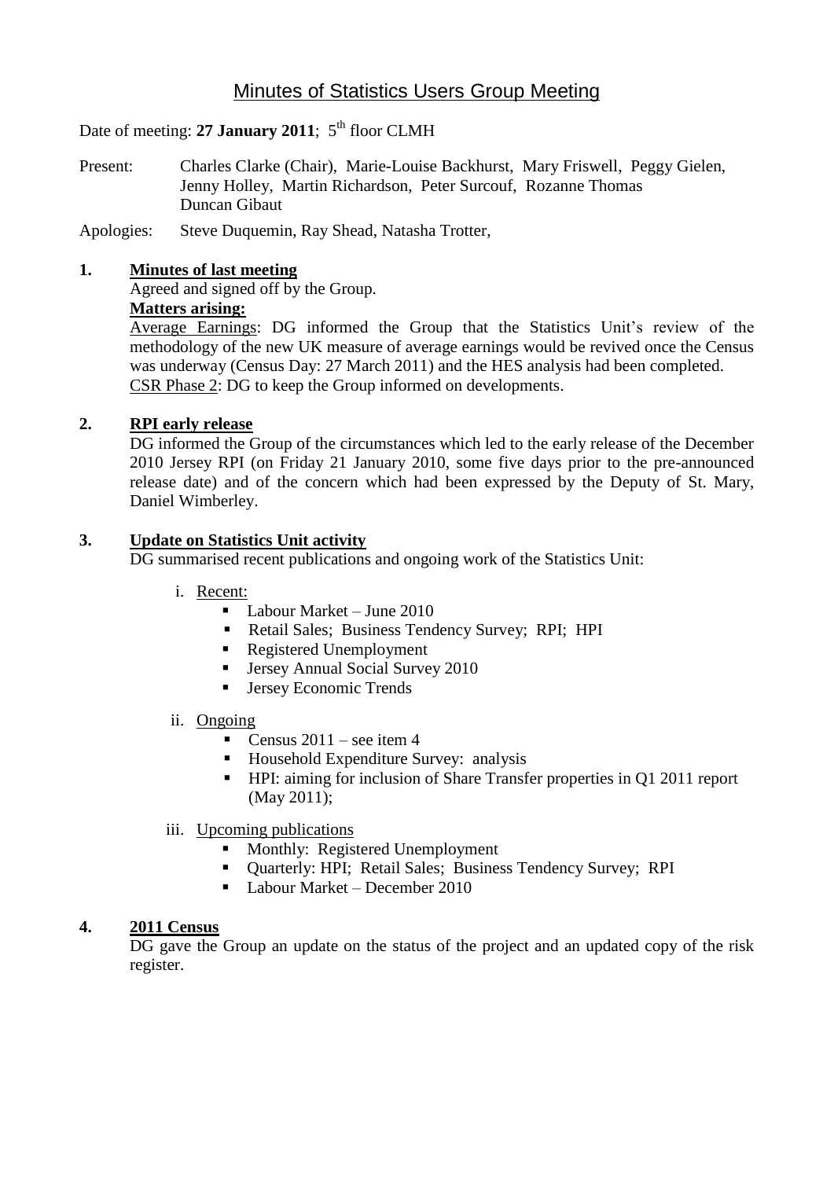# Minutes of Statistics Users Group Meeting

Date of meeting: **27 January 2011**; 5th floor CLMH

Present: Charles Clarke (Chair), Marie-Louise Backhurst, Mary Friswell, Peggy Gielen, Jenny Holley, Martin Richardson, Peter Surcouf, Rozanne Thomas, Duncan Gibaut

Apologies: Steve Duquemin, Ray Shead, Natasha Trotter,

## 1. Minutes of last meeting

Agreed and signed off by the Group.

**Matters arising:**

Average Earnings: DG informed the Group that the Statistics Unit's review of the methodology of the new UK measure of average earnings would be revived once the Census was underway (Census Day: 27 March 2011) and the HES analysis had been completed.

CSR Phase 2: DG to keep the Group informed on developments.

## 2. RPI early release

DG informed the Group of the circumstances which led to the early release of the December 2010 Jersey RPI (on Friday 21 January 2010, some five days prior to the pre-announced release date) and of the concern which had been expressed by the Deputy of St. Mary, Daniel Wimberley.

## 3. Update on Statistics Unit activity

DG summarised recent publications and ongoing work of the Statistics Unit:

i. Recent:
   - Labour Market – June 2010
   - Retail Sales; Business Tendency Survey; RPI; HPI
   - Registered Unemployment
   - Jersey Annual Social Survey 2010
   - Jersey Economic Trends

ii. Ongoing
   - Census 2011 – see item 4
   - Household Expenditure Survey: analysis
   - HPI: aiming for inclusion of Share Transfer properties in Q1 2011 report (May 2011);

iii. Upcoming publications
   - Monthly: Registered Unemployment
   - Quarterly: HPI; Retail Sales; Business Tendency Survey; RPI
   - Labour Market – December 2010

## 4. 2011 Census

DG gave the Group an update on the status of the project and an updated copy of the risk register.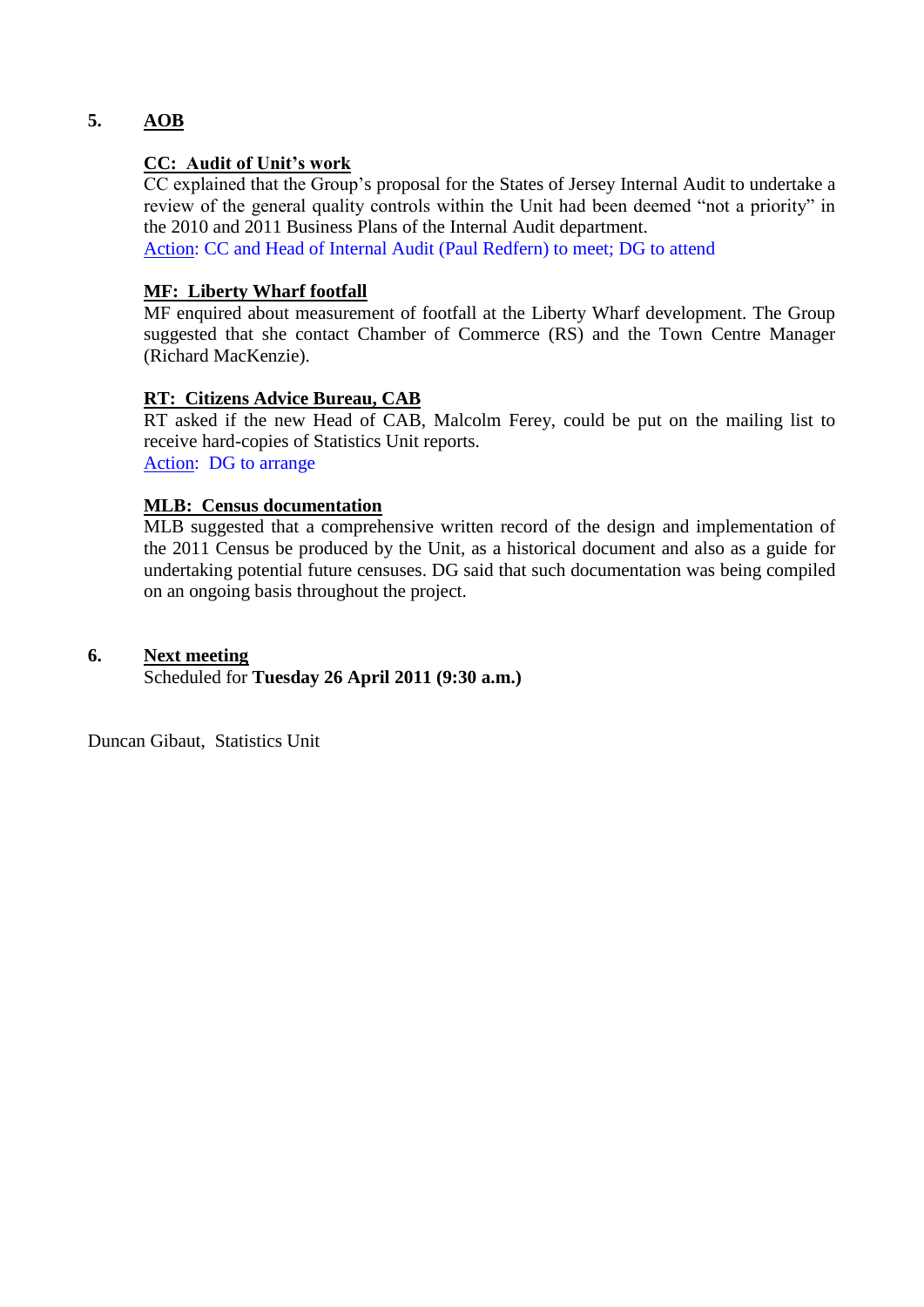## 5. AOB

**CC: Audit of Unit's work**

CC explained that the Group's proposal for the States of Jersey Internal Audit to undertake a review of the general quality controls within the Unit had been deemed "not a priority" in the 2010 and 2011 Business Plans of the Internal Audit department.

Action: CC and Head of Internal Audit (Paul Redfern) to meet; DG to attend

**MF: Liberty Wharf footfall**

MF enquired about measurement of footfall at the Liberty Wharf development. The Group suggested that she contact Chamber of Commerce (RS) and the Town Centre Manager (Richard MacKenzie).

**RT: Citizens Advice Bureau, CAB**

RT asked if the new Head of CAB, Malcolm Ferey, could be put on the mailing list to receive hard-copies of Statistics Unit reports.

Action: DG to arrange

**MLB: Census documentation**

MLB suggested that a comprehensive written record of the design and implementation of the 2011 Census be produced by the Unit, as a historical document and also as a guide for undertaking potential future censuses. DG said that such documentation was being compiled on an ongoing basis throughout the project.

## 6. Next meeting

Scheduled for **Tuesday 26 April 2011 (9:30 a.m.)**

Duncan Gibaut, Statistics Unit